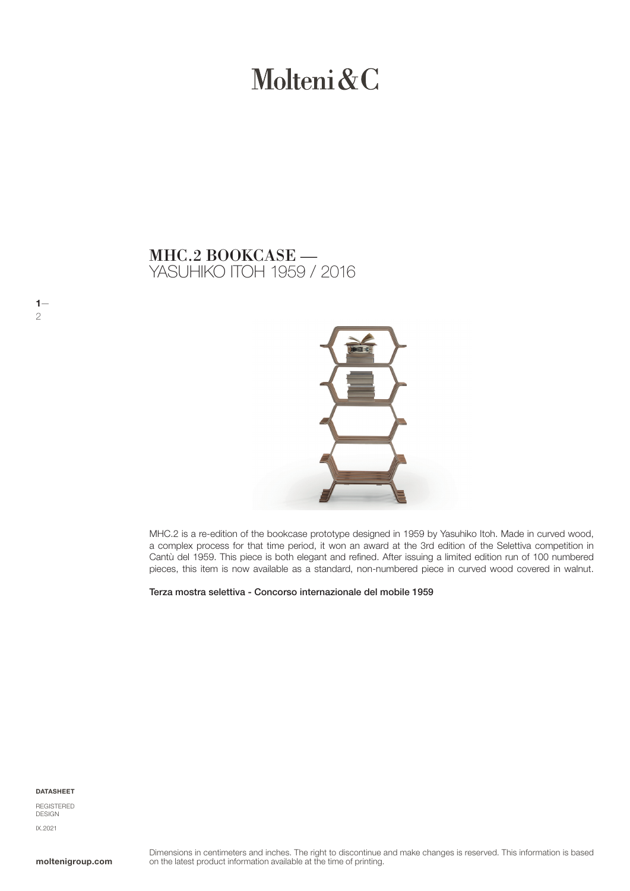# Molteni&C

## MHC.2 BOOKCASE —
YASUHIKO ITOH 1959 / 2016

MHC.2 is a re-edition of the bookcase prototype designed in 1959 by Yasuhiko Itoh. Made in curved wood, a complex process for that time period, it won an award at the 3rd edition of the Selettiva competition in Cantù del 1959. This piece is both elegant and refined. After issuing a limited edition run of 100 numbered pieces, this item is now available as a standard, non-numbered piece in curved wood covered in walnut.

Terza mostra selettiva - Concorso internazionale del mobile 1959

**DATASHEET**

REGISTERED DESIGN

IX.2021

**moltenigroup.com**

Dimensions in centimeters and inches. The right to discontinue and make changes is reserved. This information is based on the latest product information available at the time of printing.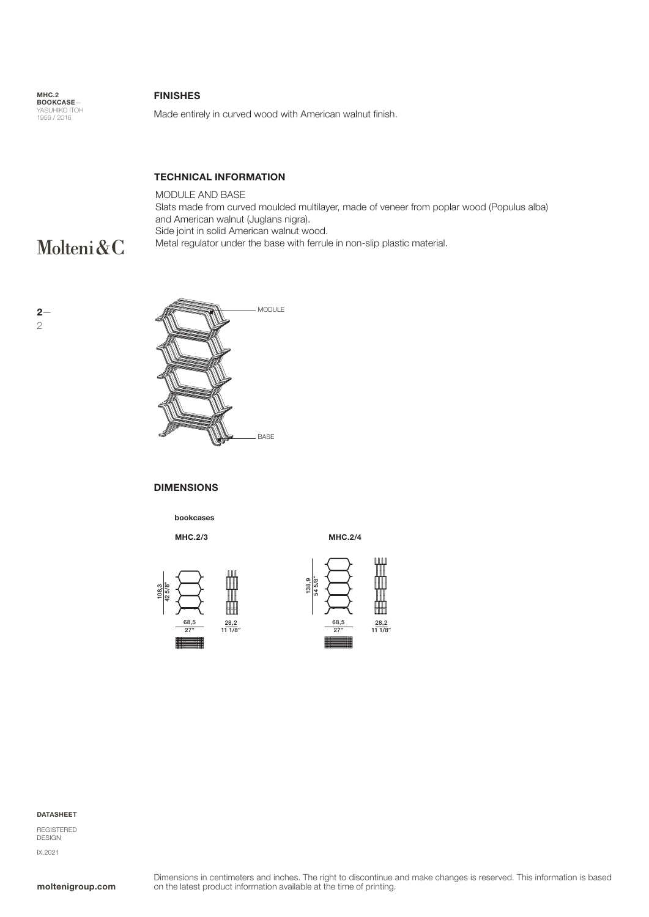**MHC.2 BOOKCASE**—
YASUHIKO ITOH
1959 / 2016

Molteni&C

## FINISHES

Made entirely in curved wood with American walnut finish.

## TECHNICAL INFORMATION

MODULE AND BASE
Slats made from curved moulded multilayer, made of veneer from poplar wood (Populus alba) and American walnut (Juglans nigra).
Side joint in solid American walnut wood.
Metal regulator under the base with ferrule in non-slip plastic material.

MODULE

BASE

## DIMENSIONS

**bookcases**

**MHC.2/3**

108,3
42 5/8"
68,5
27"
28,2
11 1/8"

**MHC.2/4**

138,9
54 5/8"
68,5
27"
28,2
11 1/8"

**DATASHEET**

REGISTERED DESIGN

IX.2021

**moltenigroup.com**

Dimensions in centimeters and inches. The right to discontinue and make changes is reserved. This information is based on the latest product information available at the time of printing.